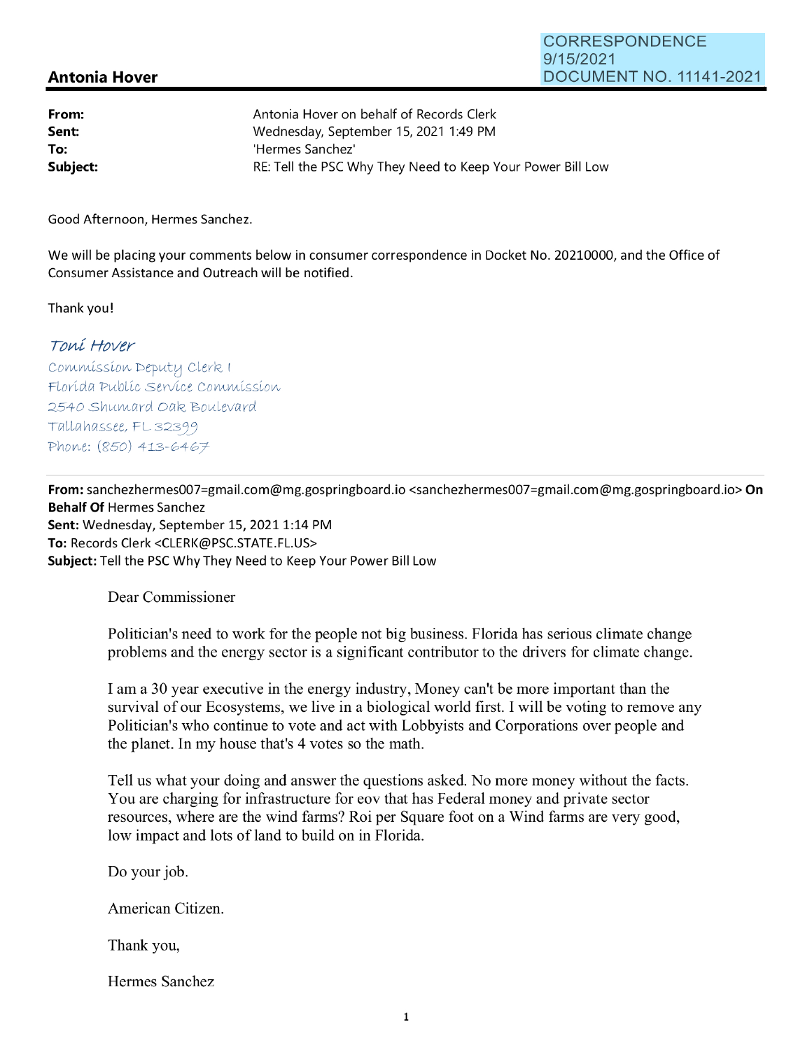CORRESPONDENCE
9/15/2021
DOCUMENT NO. 11141-2021

## Antonia Hover

| | |
|---|---|
| **From:** | Antonia Hover on behalf of Records Clerk |
| **Sent:** | Wednesday, September 15, 2021 1:49 PM |
| **To:** | 'Hermes Sanchez' |
| **Subject:** | RE: Tell the PSC Why They Need to Keep Your Power Bill Low |

Good Afternoon, Hermes Sanchez.

We will be placing your comments below in consumer correspondence in Docket No. 20210000, and the Office of Consumer Assistance and Outreach will be notified.

Thank you!

*Toni Hover*
Commission Deputy Clerk I
Florida Public Service Commission
2540 Shumard Oak Boulevard
Tallahassee, FL 32399
Phone: (850) 413-6467

---

**From:** sanchezhermes007=gmail.com@mg.gospringboard.io <sanchezhermes007=gmail.com@mg.gospringboard.io> **On Behalf Of** Hermes Sanchez
**Sent:** Wednesday, September 15, 2021 1:14 PM
**To:** Records Clerk <CLERK@PSC.STATE.FL.US>
**Subject:** Tell the PSC Why They Need to Keep Your Power Bill Low

Dear Commissioner

Politician's need to work for the people not big business. Florida has serious climate change problems and the energy sector is a significant contributor to the drivers for climate change.

I am a 30 year executive in the energy industry, Money can't be more important than the survival of our Ecosystems, we live in a biological world first. I will be voting to remove any Politician's who continue to vote and act with Lobbyists and Corporations over people and the planet. In my house that's 4 votes so the math.

Tell us what your doing and answer the questions asked. No more money without the facts. You are charging for infrastructure for eov that has Federal money and private sector resources, where are the wind farms? Roi per Square foot on a Wind farms are very good, low impact and lots of land to build on in Florida.

Do your job.

American Citizen.

Thank you,

Hermes Sanchez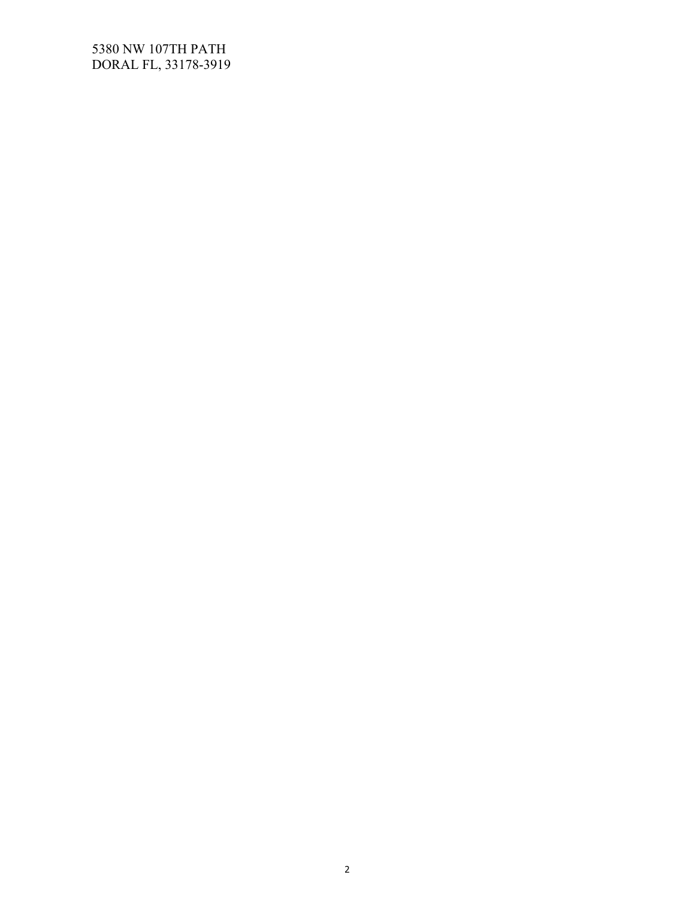5380 NW 107TH PATH
DORAL FL, 33178-3919